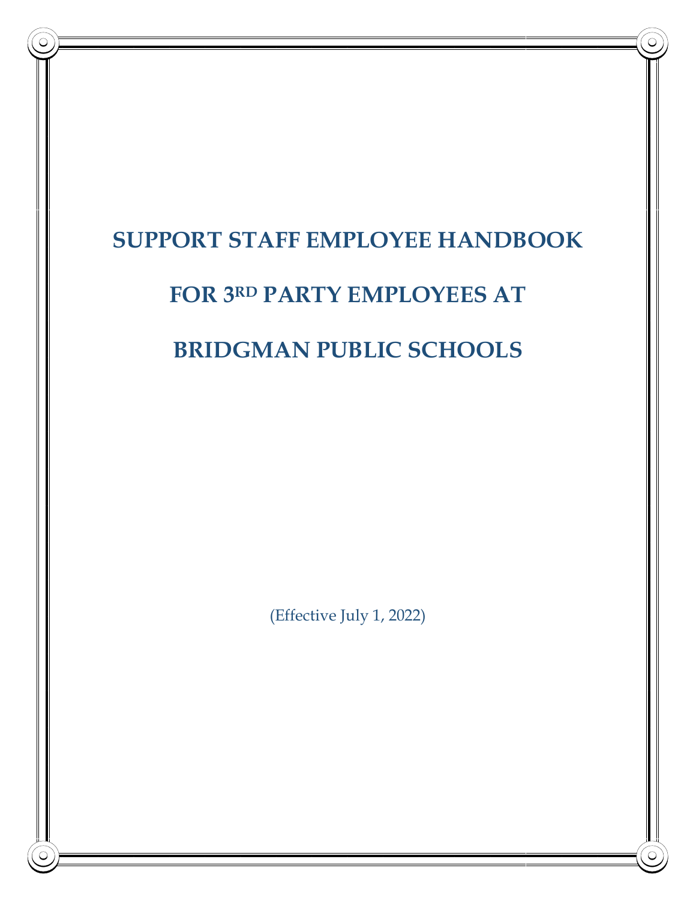# SUPPORT STAFF EMPLOYEE HANDBOOK

# FOR 3RD PARTY EMPLOYEES AT

# BRIDGMAN PUBLIC SCHOOLS

(Effective July 1, 2022)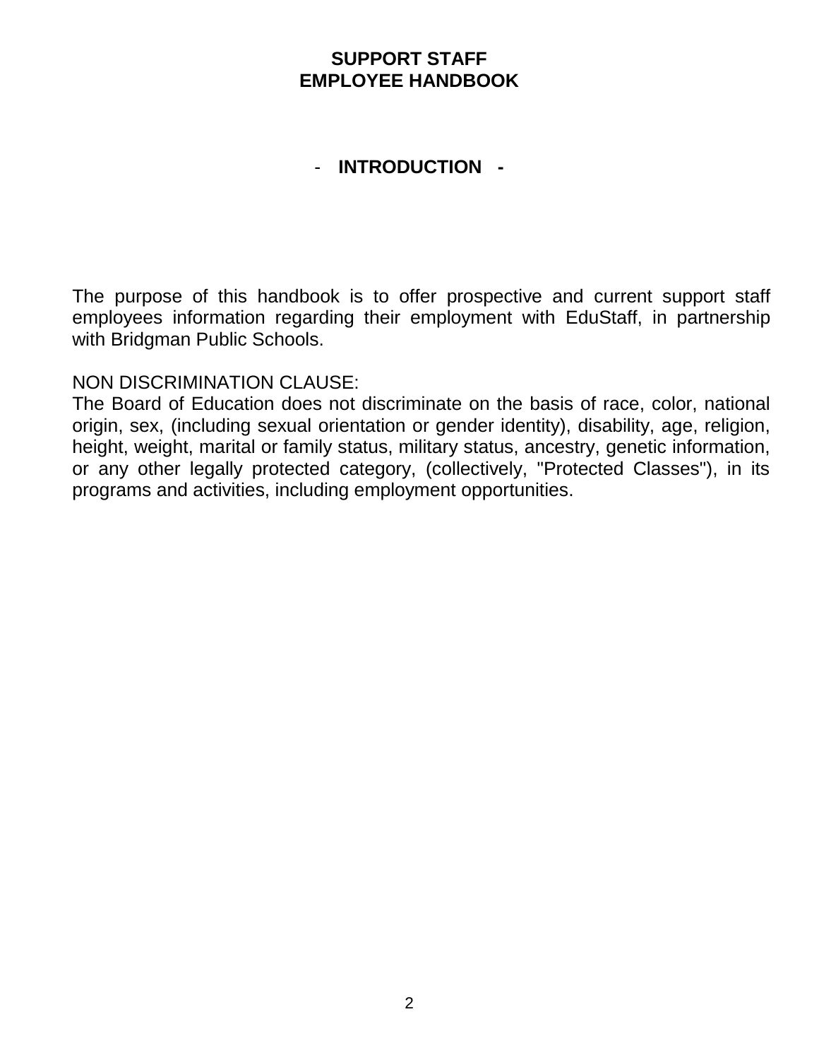# SUPPORT STAFF
# EMPLOYEE HANDBOOK

## - INTRODUCTION -

The purpose of this handbook is to offer prospective and current support staff employees information regarding their employment with EduStaff, in partnership with Bridgman Public Schools.

NON DISCRIMINATION CLAUSE:
The Board of Education does not discriminate on the basis of race, color, national origin, sex, (including sexual orientation or gender identity), disability, age, religion, height, weight, marital or family status, military status, ancestry, genetic information, or any other legally protected category, (collectively, "Protected Classes"), in its programs and activities, including employment opportunities.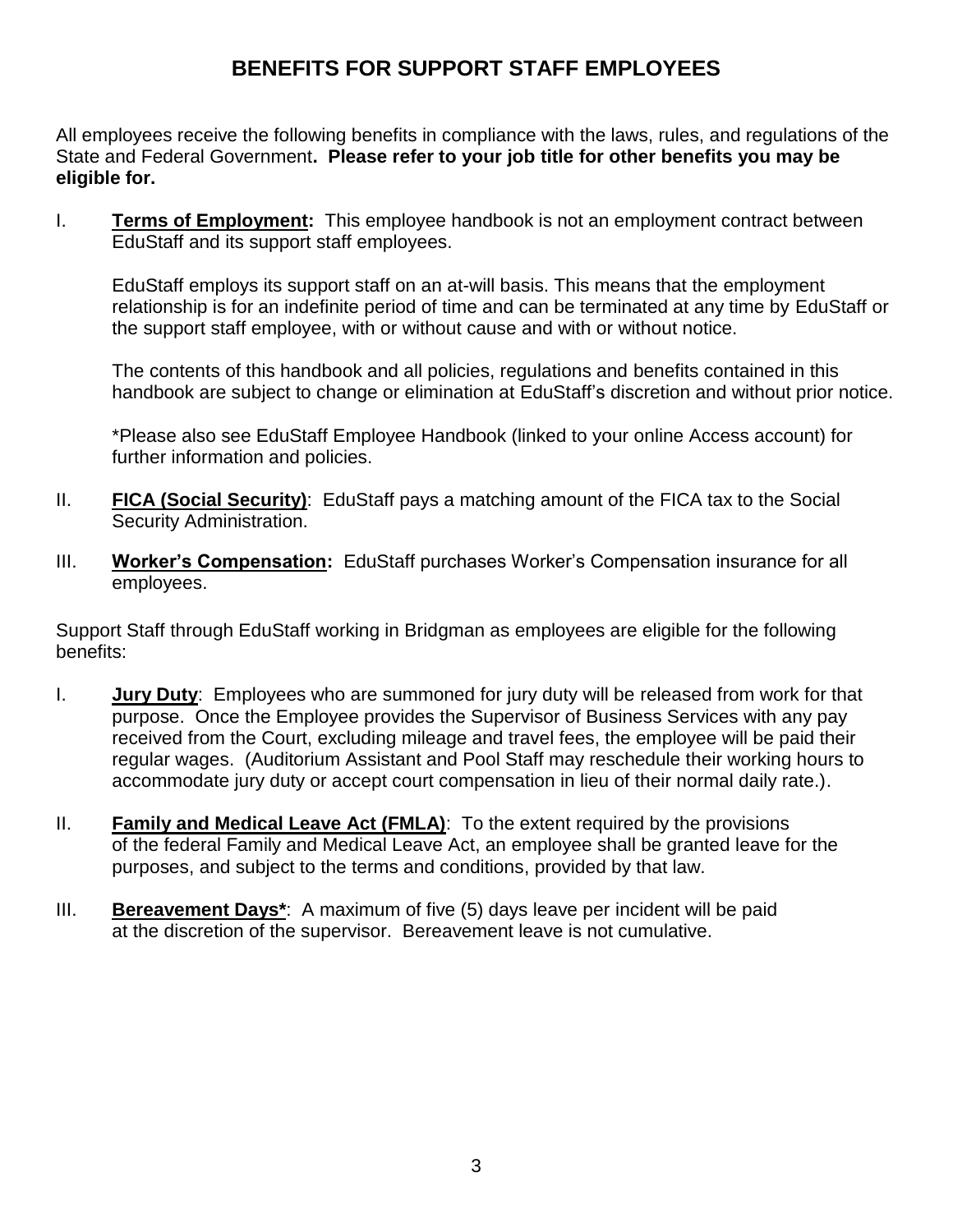# BENEFITS FOR SUPPORT STAFF EMPLOYEES

All employees receive the following benefits in compliance with the laws, rules, and regulations of the State and Federal Government**. Please refer to your job title for other benefits you may be eligible for.**

I. **Terms of Employment:** This employee handbook is not an employment contract between EduStaff and its support staff employees.

   EduStaff employs its support staff on an at-will basis. This means that the employment relationship is for an indefinite period of time and can be terminated at any time by EduStaff or the support staff employee, with or without cause and with or without notice.

   The contents of this handbook and all policies, regulations and benefits contained in this handbook are subject to change or elimination at EduStaff's discretion and without prior notice.

   *Please also see EduStaff Employee Handbook (linked to your online Access account) for further information and policies.

II. **FICA (Social Security)**: EduStaff pays a matching amount of the FICA tax to the Social Security Administration.

III. **Worker's Compensation:** EduStaff purchases Worker's Compensation insurance for all employees.

Support Staff through EduStaff working in Bridgman as employees are eligible for the following benefits:

I. **Jury Duty**: Employees who are summoned for jury duty will be released from work for that purpose. Once the Employee provides the Supervisor of Business Services with any pay received from the Court, excluding mileage and travel fees, the employee will be paid their regular wages. (Auditorium Assistant and Pool Staff may reschedule their working hours to accommodate jury duty or accept court compensation in lieu of their normal daily rate.).

II. **Family and Medical Leave Act (FMLA)**: To the extent required by the provisions of the federal Family and Medical Leave Act, an employee shall be granted leave for the purposes, and subject to the terms and conditions, provided by that law.

III. **Bereavement Days***: A maximum of five (5) days leave per incident will be paid at the discretion of the supervisor. Bereavement leave is not cumulative.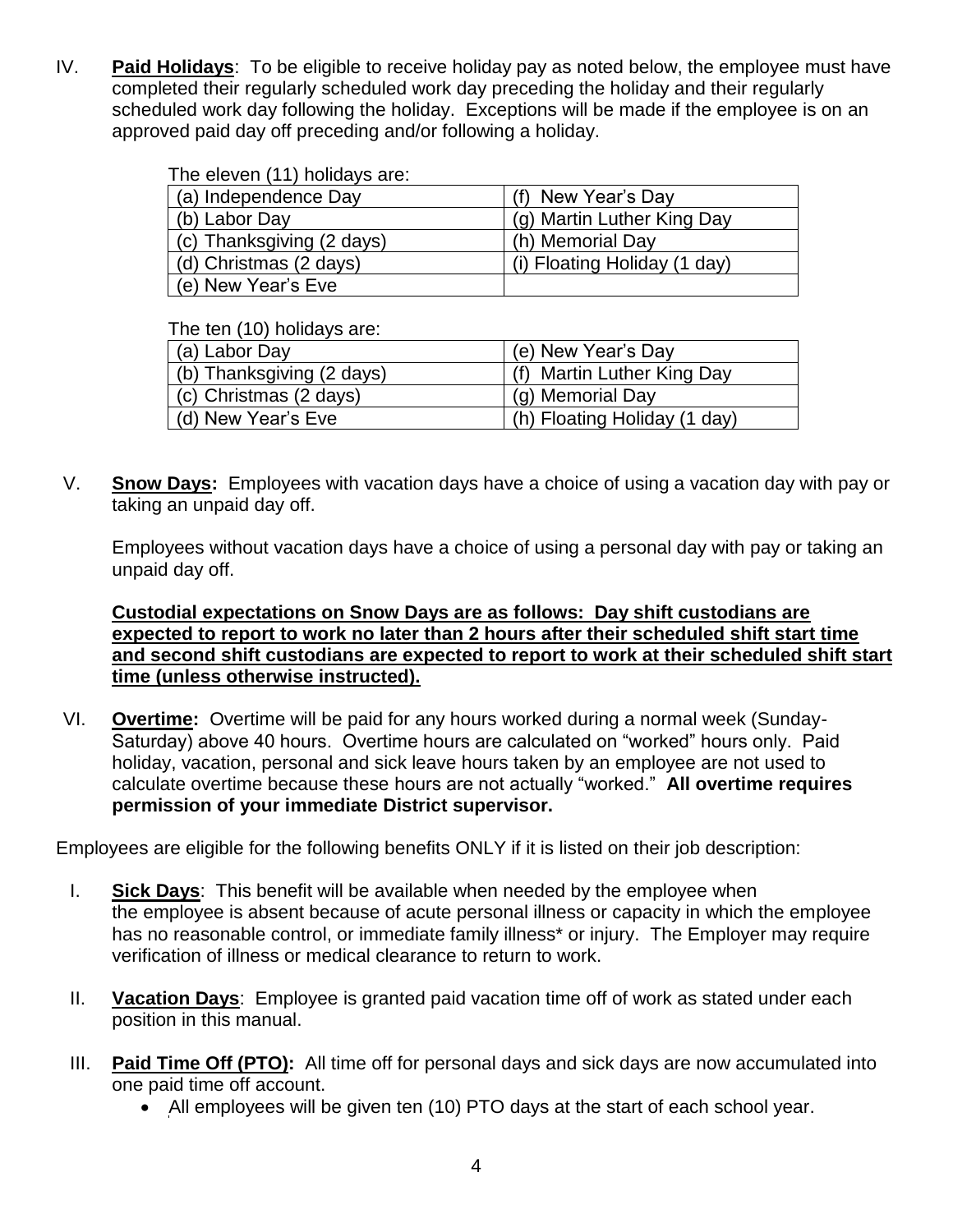IV. **Paid Holidays**: To be eligible to receive holiday pay as noted below, the employee must have completed their regularly scheduled work day preceding the holiday and their regularly scheduled work day following the holiday. Exceptions will be made if the employee is on an approved paid day off preceding and/or following a holiday.

The eleven (11) holidays are:

| | |
|---|---|
| (a) Independence Day | (f) New Year's Day |
| (b) Labor Day | (g) Martin Luther King Day |
| (c) Thanksgiving (2 days) | (h) Memorial Day |
| (d) Christmas (2 days) | (i) Floating Holiday (1 day) |
| (e) New Year's Eve | |

The ten (10) holidays are:

| | |
|---|---|
| (a) Labor Day | (e) New Year's Day |
| (b) Thanksgiving (2 days) | (f) Martin Luther King Day |
| (c) Christmas (2 days) | (g) Memorial Day |
| (d) New Year's Eve | (h) Floating Holiday (1 day) |

V. **Snow Days:** Employees with vacation days have a choice of using a vacation day with pay or taking an unpaid day off.

Employees without vacation days have a choice of using a personal day with pay or taking an unpaid day off.

**Custodial expectations on Snow Days are as follows: Day shift custodians are expected to report to work no later than 2 hours after their scheduled shift start time and second shift custodians are expected to report to work at their scheduled shift start time (unless otherwise instructed).**

VI. **Overtime:** Overtime will be paid for any hours worked during a normal week (Sunday-Saturday) above 40 hours. Overtime hours are calculated on "worked" hours only. Paid holiday, vacation, personal and sick leave hours taken by an employee are not used to calculate overtime because these hours are not actually "worked." **All overtime requires permission of your immediate District supervisor.**

Employees are eligible for the following benefits ONLY if it is listed on their job description:

I. **Sick Days**: This benefit will be available when needed by the employee when the employee is absent because of acute personal illness or capacity in which the employee has no reasonable control, or immediate family illness* or injury. The Employer may require verification of illness or medical clearance to return to work.

II. **Vacation Days**: Employee is granted paid vacation time off of work as stated under each position in this manual.

III. **Paid Time Off (PTO):** All time off for personal days and sick days are now accumulated into one paid time off account.

- All employees will be given ten (10) PTO days at the start of each school year.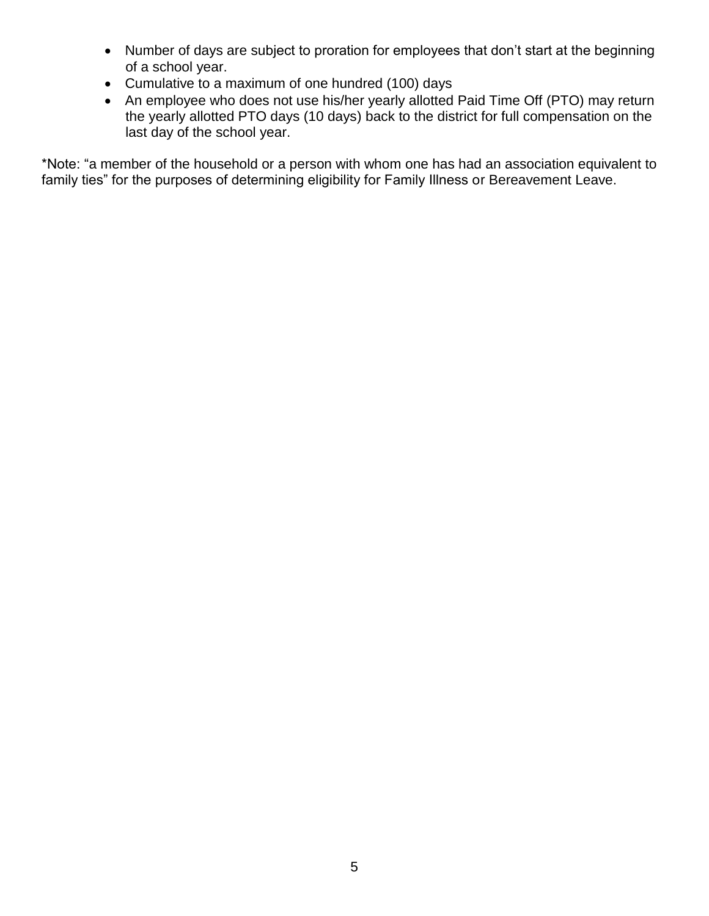- Number of days are subject to proration for employees that don't start at the beginning of a school year.
- Cumulative to a maximum of one hundred (100) days
- An employee who does not use his/her yearly allotted Paid Time Off (PTO) may return the yearly allotted PTO days (10 days) back to the district for full compensation on the last day of the school year.

*Note: "a member of the household or a person with whom one has had an association equivalent to family ties" for the purposes of determining eligibility for Family Illness or Bereavement Leave.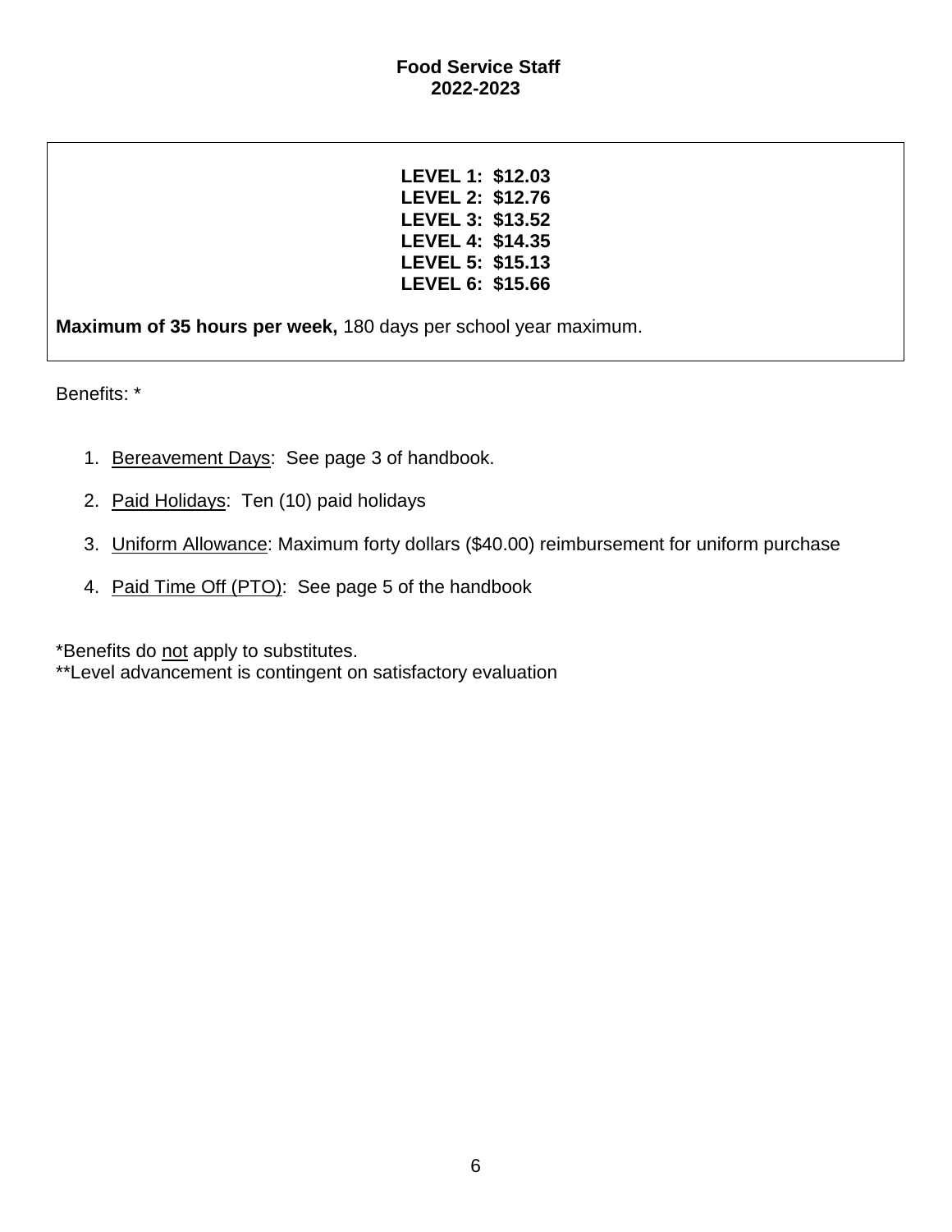## Food Service Staff
## 2022-2023

**LEVEL 1: $12.03**
**LEVEL 2: $12.76**
**LEVEL 3: $13.52**
**LEVEL 4: $14.35**
**LEVEL 5: $15.13**
**LEVEL 6: $15.66**

**Maximum of 35 hours per week,** 180 days per school year maximum.

Benefits: *

1. Bereavement Days: See page 3 of handbook.
2. Paid Holidays: Ten (10) paid holidays
3. Uniform Allowance: Maximum forty dollars ($40.00) reimbursement for uniform purchase
4. Paid Time Off (PTO): See page 5 of the handbook

*Benefits do not apply to substitutes.
**Level advancement is contingent on satisfactory evaluation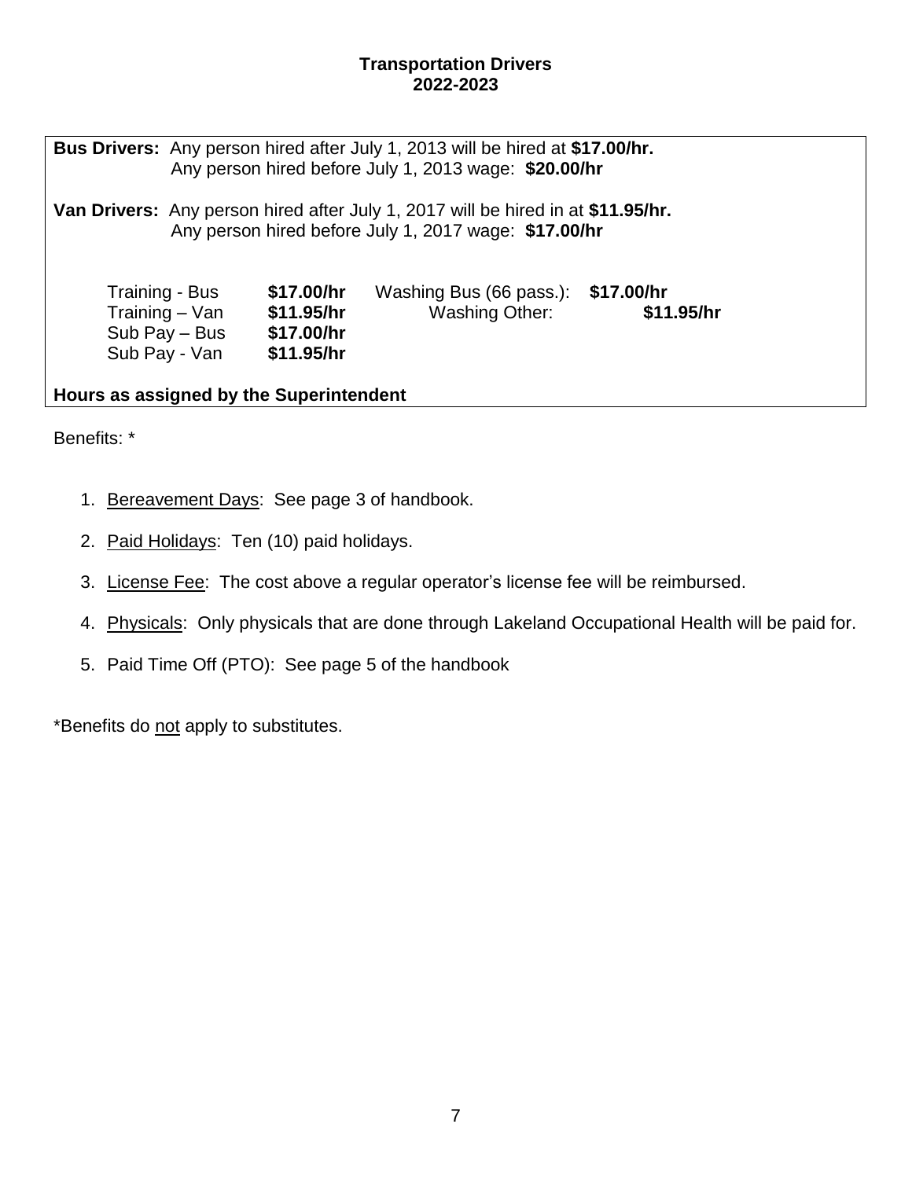# Transportation Drivers
## 2022-2023

**Bus Drivers:** Any person hired after July 1, 2013 will be hired at **$17.00/hr.**
Any person hired before July 1, 2013 wage: **$20.00/hr**

**Van Drivers:** Any person hired after July 1, 2017 will be hired in at **$11.95/hr.**
Any person hired before July 1, 2017 wage: **$17.00/hr**

| | | | |
|---|---|---|---|
| Training - Bus | **$17.00/hr** | Washing Bus (66 pass.): | **$17.00/hr** |
| Training – Van | **$11.95/hr** | Washing Other: | **$11.95/hr** |
| Sub Pay – Bus | **$17.00/hr** | | |
| Sub Pay - Van | **$11.95/hr** | | |

**Hours as assigned by the Superintendent**

Benefits: *

1. Bereavement Days: See page 3 of handbook.
2. Paid Holidays: Ten (10) paid holidays.
3. License Fee: The cost above a regular operator's license fee will be reimbursed.
4. Physicals: Only physicals that are done through Lakeland Occupational Health will be paid for.
5. Paid Time Off (PTO): See page 5 of the handbook

*Benefits do not apply to substitutes.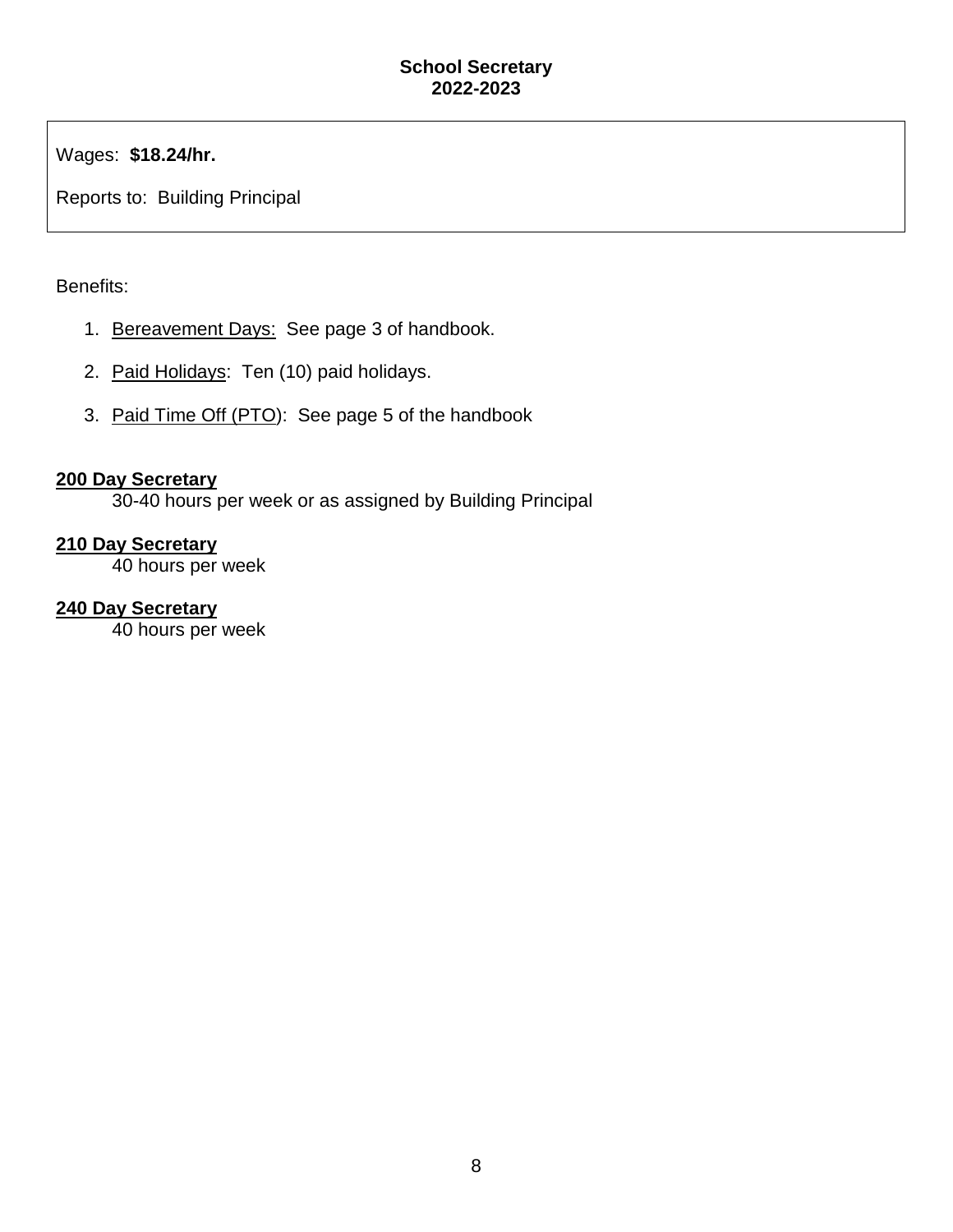**School Secretary**
**2022-2023**

Wages: **$18.24/hr.**

Reports to: Building Principal

Benefits:

1. Bereavement Days: See page 3 of handbook.
2. Paid Holidays: Ten (10) paid holidays.
3. Paid Time Off (PTO): See page 5 of the handbook

**200 Day Secretary**
30-40 hours per week or as assigned by Building Principal

**210 Day Secretary**
40 hours per week

**240 Day Secretary**
40 hours per week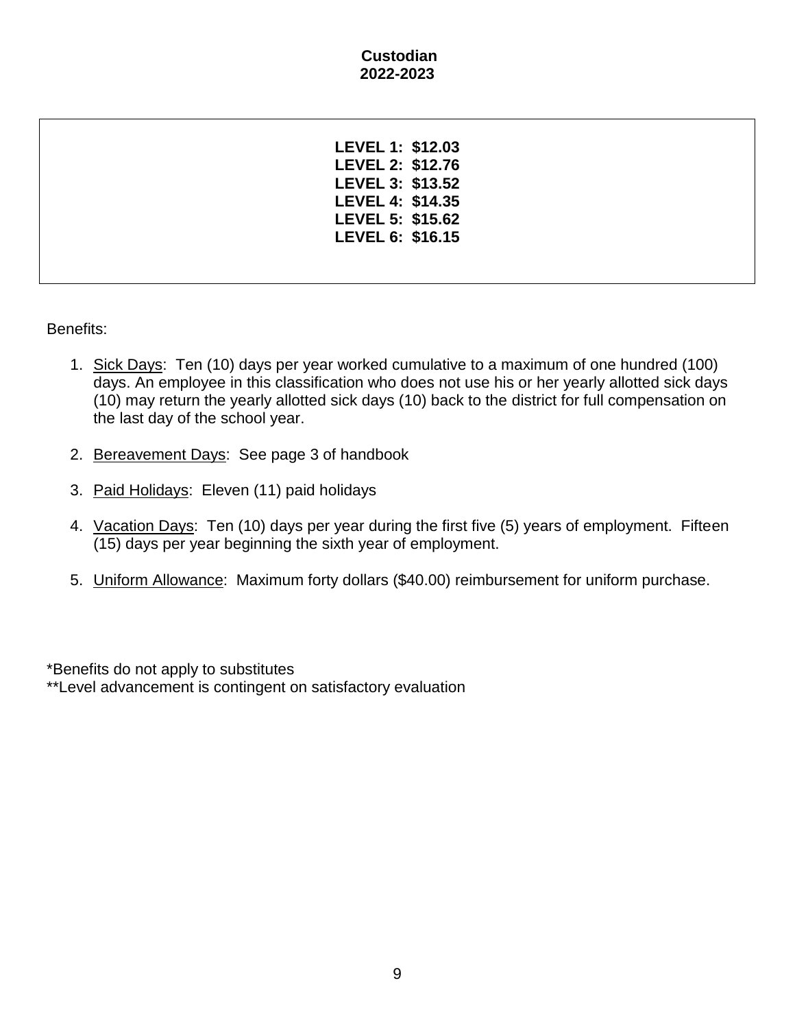## Custodian
## 2022-2023

**LEVEL 1: $12.03**
**LEVEL 2: $12.76**
**LEVEL 3: $13.52**
**LEVEL 4: $14.35**
**LEVEL 5: $15.62**
**LEVEL 6: $16.15**

Benefits:

1. Sick Days: Ten (10) days per year worked cumulative to a maximum of one hundred (100) days. An employee in this classification who does not use his or her yearly allotted sick days (10) may return the yearly allotted sick days (10) back to the district for full compensation on the last day of the school year.

2. Bereavement Days: See page 3 of handbook

3. Paid Holidays: Eleven (11) paid holidays

4. Vacation Days: Ten (10) days per year during the first five (5) years of employment. Fifteen (15) days per year beginning the sixth year of employment.

5. Uniform Allowance: Maximum forty dollars ($40.00) reimbursement for uniform purchase.

*Benefits do not apply to substitutes
**Level advancement is contingent on satisfactory evaluation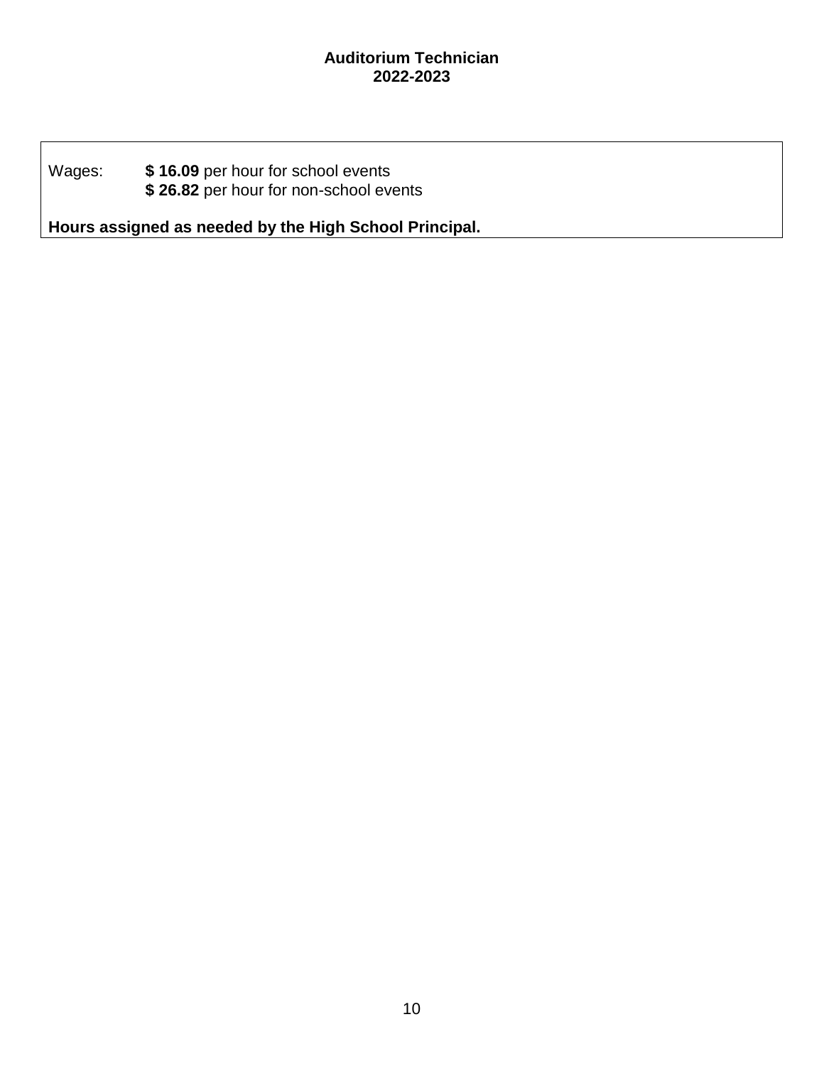# Auditorium Technician
# 2022-2023

Wages: **$ 16.09** per hour for school events
**$ 26.82** per hour for non-school events

**Hours assigned as needed by the High School Principal.**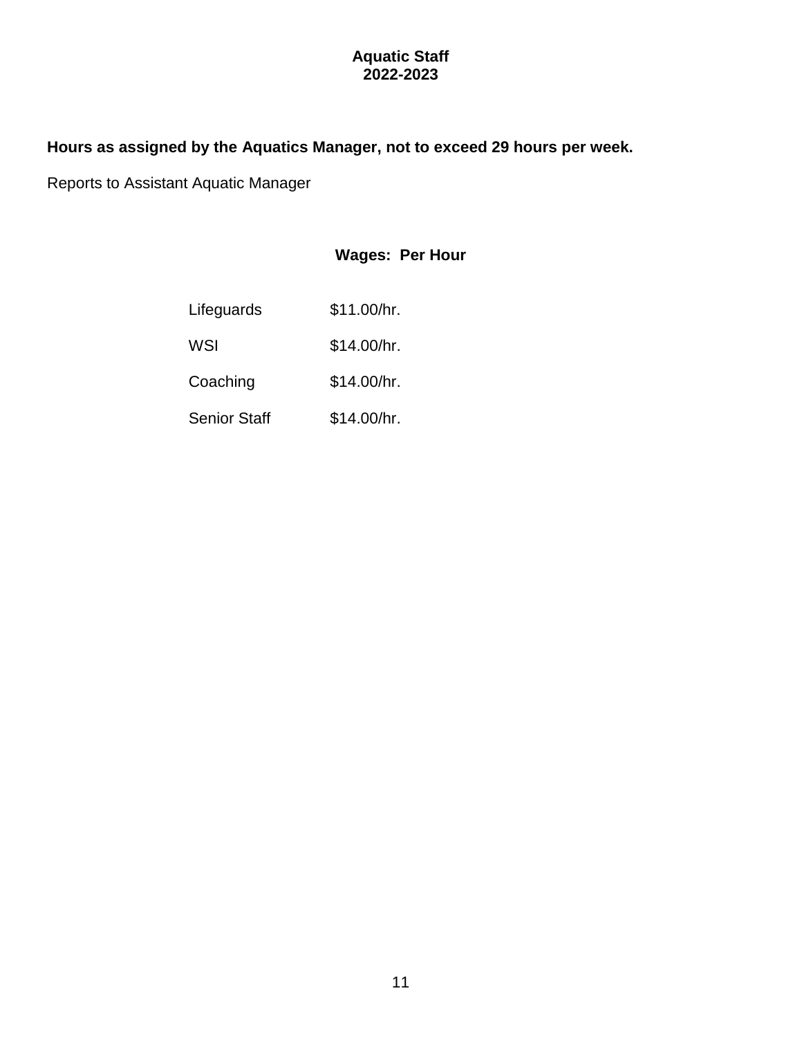# Aquatic Staff
# 2022-2023

**Hours as assigned by the Aquatics Manager, not to exceed 29 hours per week.**

Reports to Assistant Aquatic Manager

## Wages: Per Hour

| | |
|---|---|
| Lifeguards | $11.00/hr. |
| WSI | $14.00/hr. |
| Coaching | $14.00/hr. |
| Senior Staff | $14.00/hr. |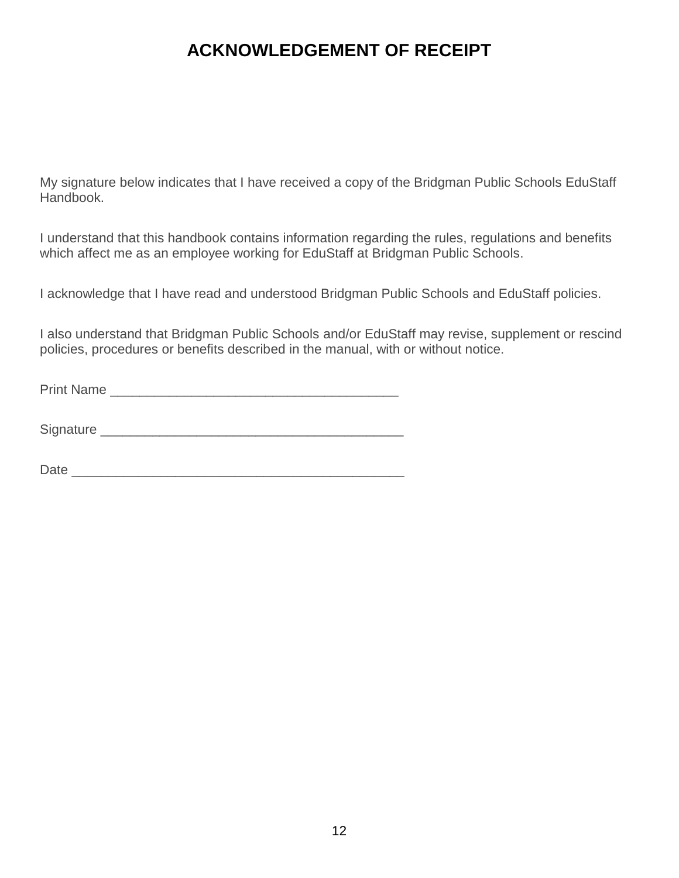# ACKNOWLEDGEMENT OF RECEIPT

My signature below indicates that I have received a copy of the Bridgman Public Schools EduStaff Handbook.

I understand that this handbook contains information regarding the rules, regulations and benefits which affect me as an employee working for EduStaff at Bridgman Public Schools.

I acknowledge that I have read and understood Bridgman Public Schools and EduStaff policies.

I also understand that Bridgman Public Schools and/or EduStaff may revise, supplement or rescind policies, procedures or benefits described in the manual, with or without notice.

Print Name _______________________________________

Signature _________________________________________

Date _____________________________________________